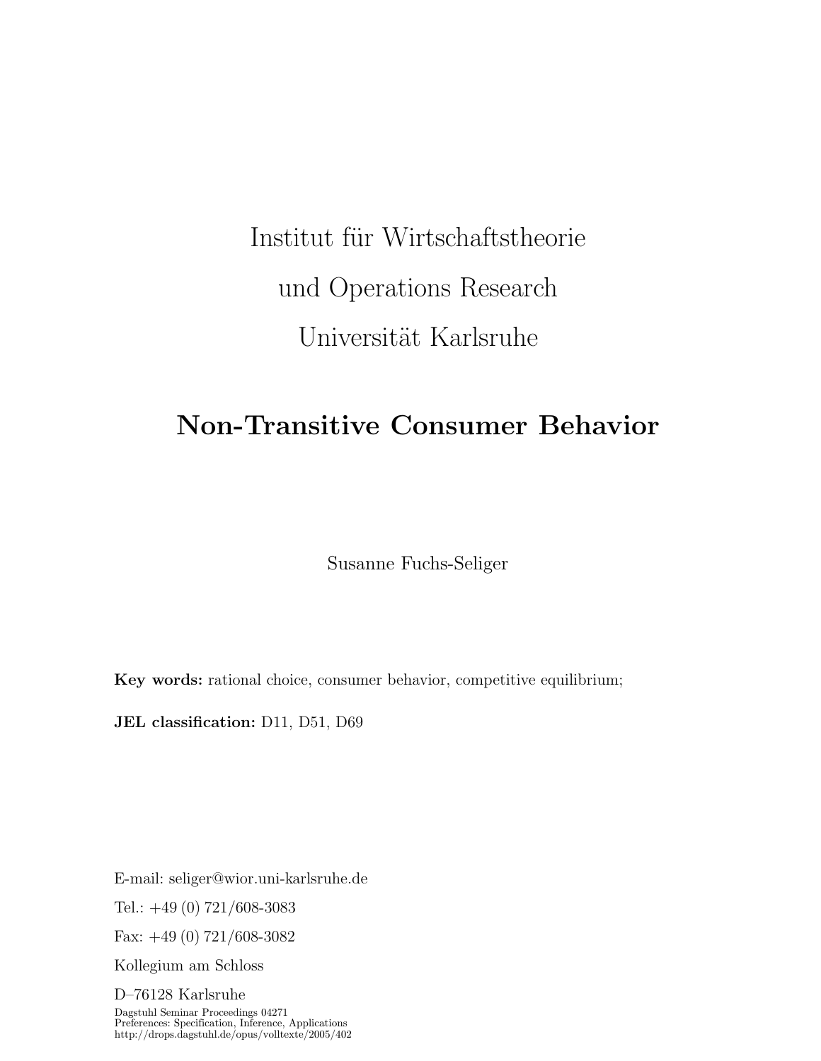Institut für Wirtschaftstheorie

und Operations Research

Universität Karlsruhe

# Non-Transitive Consumer Behavior

Susanne Fuchs-Seliger

**Key words:** rational choice, consumer behavior, competitive equilibrium;

**JEL classification:** D11, D51, D69

E-mail: seliger@wior.uni-karlsruhe.de

Tel.: +49 (0) 721/608-3083

Fax: +49 (0) 721/608-3082

Kollegium am Schloss

D–76128 Karlsruhe

Dagstuhl Seminar Proceedings 04271
Preferences: Specification, Inference, Applications
http://drops.dagstuhl.de/opus/volltexte/2005/402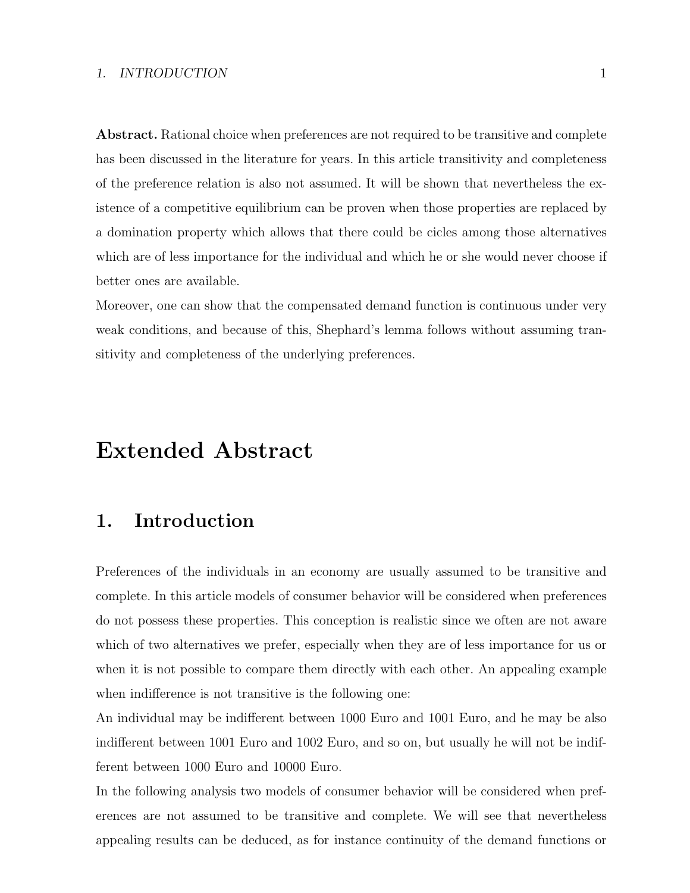**Abstract.** Rational choice when preferences are not required to be transitive and complete has been discussed in the literature for years. In this article transitivity and completeness of the preference relation is also not assumed. It will be shown that nevertheless the existence of a competitive equilibrium can be proven when those properties are replaced by a domination property which allows that there could be cicles among those alternatives which are of less importance for the individual and which he or she would never choose if better ones are available.
Moreover, one can show that the compensated demand function is continuous under very weak conditions, and because of this, Shephard's lemma follows without assuming transitivity and completeness of the underlying preferences.

# Extended Abstract

## 1. Introduction

Preferences of the individuals in an economy are usually assumed to be transitive and complete. In this article models of consumer behavior will be considered when preferences do not possess these properties. This conception is realistic since we often are not aware which of two alternatives we prefer, especially when they are of less importance for us or when it is not possible to compare them directly with each other. An appealing example when indifference is not transitive is the following one:
An individual may be indifferent between 1000 Euro and 1001 Euro, and he may be also indifferent between 1001 Euro and 1002 Euro, and so on, but usually he will not be indifferent between 1000 Euro and 10000 Euro.
In the following analysis two models of consumer behavior will be considered when preferences are not assumed to be transitive and complete. We will see that nevertheless appealing results can be deduced, as for instance continuity of the demand functions or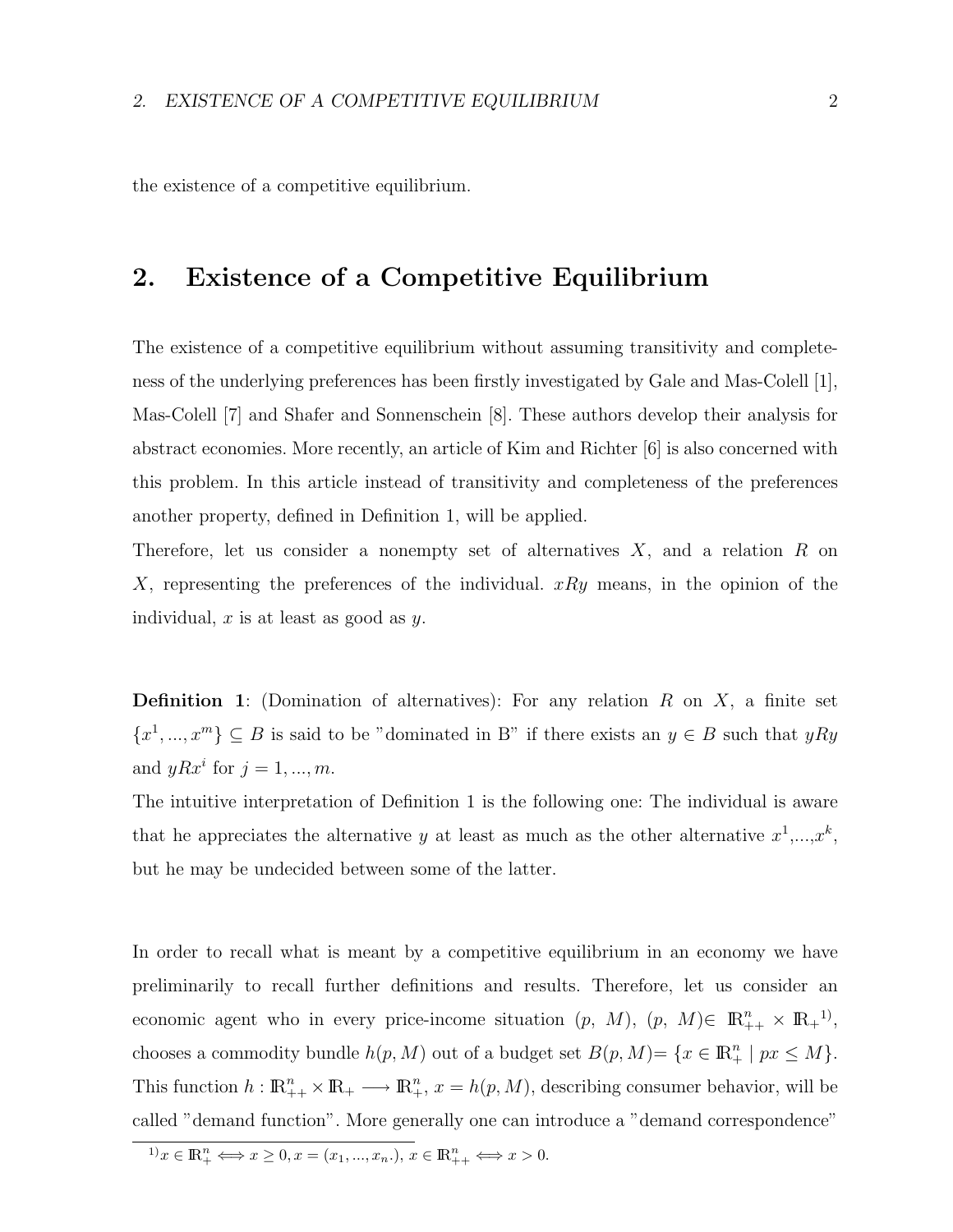the existence of a competitive equilibrium.

## 2. Existence of a Competitive Equilibrium

The existence of a competitive equilibrium without assuming transitivity and completeness of the underlying preferences has been firstly investigated by Gale and Mas-Colell [1], Mas-Colell [7] and Shafer and Sonnenschein [8]. These authors develop their analysis for abstract economies. More recently, an article of Kim and Richter [6] is also concerned with this problem. In this article instead of transitivity and completeness of the preferences another property, defined in Definition 1, will be applied.

Therefore, let us consider a nonempty set of alternatives $X$, and a relation $R$ on $X$, representing the preferences of the individual. $xRy$ means, in the opinion of the individual, $x$ is at least as good as $y$.

**Definition 1**: (Domination of alternatives): For any relation $R$ on $X$, a finite set $\{x^1, ..., x^m\} \subseteq B$ is said to be "dominated in B" if there exists an $y \in B$ such that $yRy$ and $yRx^i$ for $j = 1, ..., m$.

The intuitive interpretation of Definition 1 is the following one: The individual is aware that he appreciates the alternative $y$ at least as much as the other alternative $x^1$,...,$x^k$, but he may be undecided between some of the latter.

In order to recall what is meant by a competitive equilibrium in an economy we have preliminarily to recall further definitions and results. Therefore, let us consider an economic agent who in every price-income situation $(p,\ M)$, $(p,\ M) \in \mathbb{R}^n_{++} \times \mathbb{R}_+$[1)], chooses a commodity bundle $h(p, M)$ out of a budget set $B(p, M) = \{x \in \mathbb{R}^n_+ \mid px \leq M\}$. This function $h : \mathbb{R}^n_{++} \times \mathbb{R}_+ \longrightarrow \mathbb{R}^n_+$, $x = h(p, M)$, describing consumer behavior, will be called "demand function". More generally one can introduce a "demand correspondence"

---

[1)] $x \in \mathbb{R}^n_+ \Longleftrightarrow x \geq 0, x = (x_1, ..., x_n.)$, $x \in \mathbb{R}^n_{++} \Longleftrightarrow x > 0$.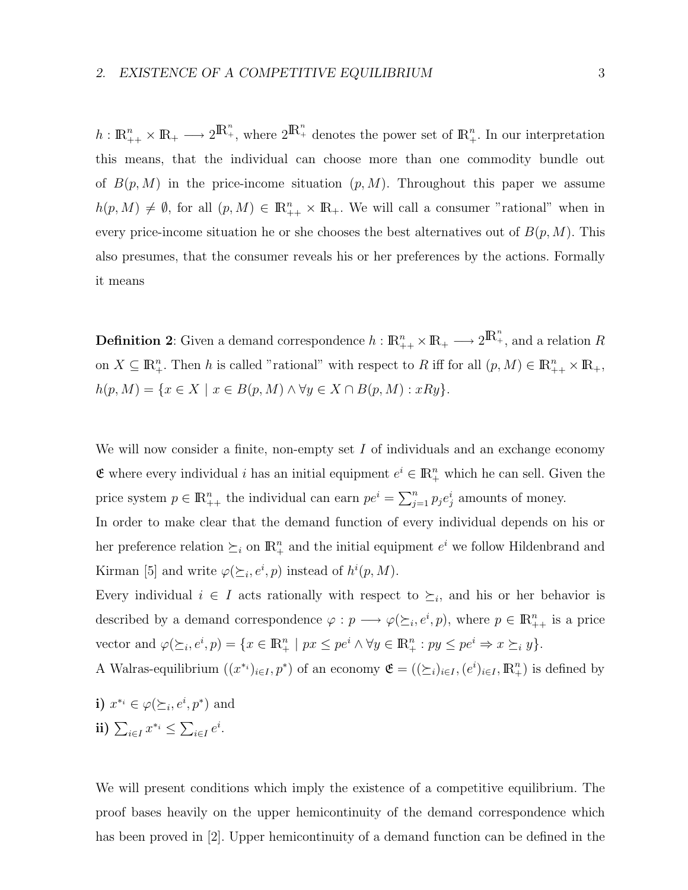$h : \mathbb{R}^n_{++} \times \mathbb{R}_+ \longrightarrow 2^{\mathbb{R}^n_+}$, where $2^{\mathbb{R}^n_+}$ denotes the power set of $\mathbb{R}^n_+$. In our interpretation this means, that the individual can choose more than one commodity bundle out of $B(p, M)$ in the price-income situation $(p, M)$. Throughout this paper we assume $h(p, M) \neq \emptyset$, for all $(p, M) \in \mathbb{R}^n_{++} \times \mathbb{R}_+$. We will call a consumer "rational" when in every price-income situation he or she chooses the best alternatives out of $B(p, M)$. This also presumes, that the consumer reveals his or her preferences by the actions. Formally it means

**Definition 2**: Given a demand correspondence $h : \mathbb{R}^n_{++} \times \mathbb{R}_+ \longrightarrow 2^{\mathbb{R}^n_+}$, and a relation $R$ on $X \subseteq \mathbb{R}^n_+$. Then $h$ is called "rational" with respect to $R$ iff for all $(p, M) \in \mathbb{R}^n_{++} \times \mathbb{R}_+$, $h(p, M) = \{x \in X \mid x \in B(p, M) \wedge \forall y \in X \cap B(p, M) : xRy\}$.

We will now consider a finite, non-empty set $I$ of individuals and an exchange economy $\mathfrak{E}$ where every individual $i$ has an initial equipment $e^i \in \mathbb{R}^n_+$ which he can sell. Given the price system $p \in \mathbb{R}^n_{++}$ the individual can earn $pe^i = \sum_{j=1}^n p_j e^i_j$ amounts of money.
In order to make clear that the demand function of every individual depends on his or her preference relation $\succeq_i$ on $\mathbb{R}^n_+$ and the initial equipment $e^i$ we follow Hildenbrand and Kirman [5] and write $\varphi(\succeq_i, e^i, p)$ instead of $h^i(p, M)$.
Every individual $i \in I$ acts rationally with respect to $\succeq_i$, and his or her behavior is described by a demand correspondence $\varphi : p \longrightarrow \varphi(\succeq_i, e^i, p)$, where $p \in \mathbb{R}^n_{++}$ is a price vector and $\varphi(\succeq_i, e^i, p) = \{x \in \mathbb{R}^n_+ \mid px \leq pe^i \wedge \forall y \in \mathbb{R}^n_+ : py \leq pe^i \Rightarrow x \succeq_i y\}$.
A Walras-equilibrium $((x^{*_i})_{i \in I}, p^*)$ of an economy $\mathfrak{E} = ((\succeq_i)_{i \in I}, (e^i)_{i \in I}, \mathbb{R}^n_+)$ is defined by

**i)** $x^{*_i} \in \varphi(\succeq_i, e^i, p^*)$ and
**ii)** $\sum_{i \in I} x^{*_i} \leq \sum_{i \in I} e^i$.

We will present conditions which imply the existence of a competitive equilibrium. The proof bases heavily on the upper hemicontinuity of the demand correspondence which has been proved in [2]. Upper hemicontinuity of a demand function can be defined in the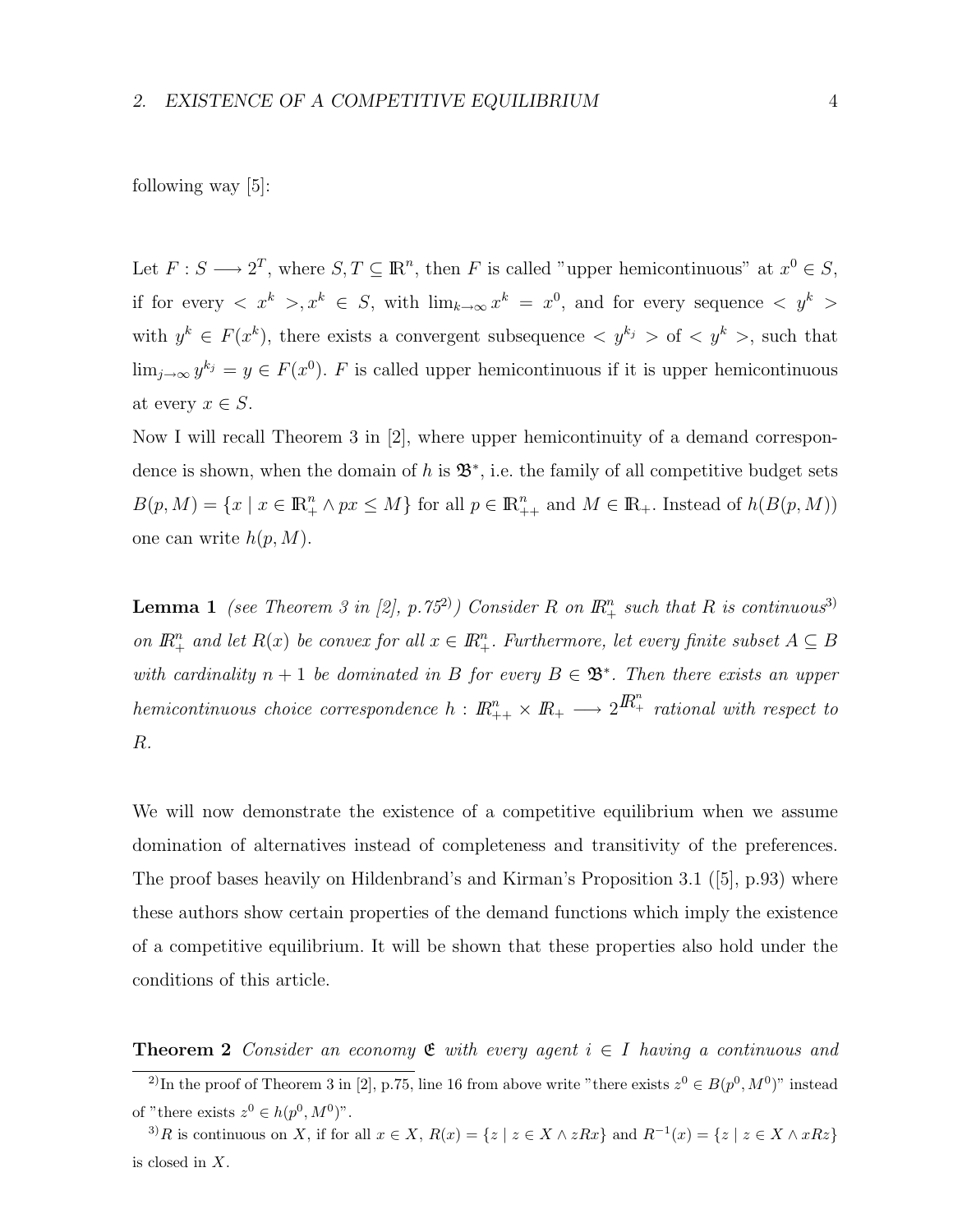following way [5]:

Let $F : S \longrightarrow 2^T$, where $S, T \subseteq \mathbb{R}^n$, then $F$ is called "upper hemicontinuous" at $x^0 \in S$, if for every $< x^k >, x^k \in S$, with $\lim_{k\to\infty} x^k = x^0$, and for every sequence $< y^k >$ with $y^k \in F(x^k)$, there exists a convergent subsequence $< y^{k_j} >$ of $< y^k >$, such that $\lim_{j\to\infty} y^{k_j} = y \in F(x^0)$. $F$ is called upper hemicontinuous if it is upper hemicontinuous at every $x \in S$.

Now I will recall Theorem 3 in [2], where upper hemicontinuity of a demand correspondence is shown, when the domain of $h$ is $\mathfrak{B}^*$, i.e. the family of all competitive budget sets $B(p, M) = \{x \mid x \in \mathbb{R}^n_+ \wedge px \leq M\}$ for all $p \in \mathbb{R}^n_{++}$ and $M \in \mathbb{R}_+$. Instead of $h(B(p, M))$ one can write $h(p, M)$.

**Lemma 1** *(see Theorem 3 in [2], p.75[2]) Consider $R$ on $\mathbb{R}^n_+$ such that $R$ is continuous[3] on $\mathbb{R}^n_+$ and let $R(x)$ be convex for all $x \in \mathbb{R}^n_+$. Furthermore, let every finite subset $A \subseteq B$ with cardinality $n + 1$ be dominated in $B$ for every $B \in \mathfrak{B}^*$. Then there exists an upper hemicontinuous choice correspondence $h : \mathbb{R}^n_{++} \times \mathbb{R}_+ \longrightarrow 2^{\mathbb{R}^n_+}$ rational with respect to $R$.*

We will now demonstrate the existence of a competitive equilibrium when we assume domination of alternatives instead of completeness and transitivity of the preferences. The proof bases heavily on Hildenbrand's and Kirman's Proposition 3.1 ([5], p.93) where these authors show certain properties of the demand functions which imply the existence of a competitive equilibrium. It will be shown that these properties also hold under the conditions of this article.

**Theorem 2** *Consider an economy $\mathfrak{E}$ with every agent $i \in I$ having a continuous and*

---

[2] In the proof of Theorem 3 in [2], p.75, line 16 from above write "there exists $z^0 \in B(p^0, M^0)$" instead of "there exists $z^0 \in h(p^0, M^0)$".

[3] $R$ is continuous on $X$, if for all $x \in X$, $R(x) = \{z \mid z \in X \wedge zRx\}$ and $R^{-1}(x) = \{z \mid z \in X \wedge xRz\}$ is closed in $X$.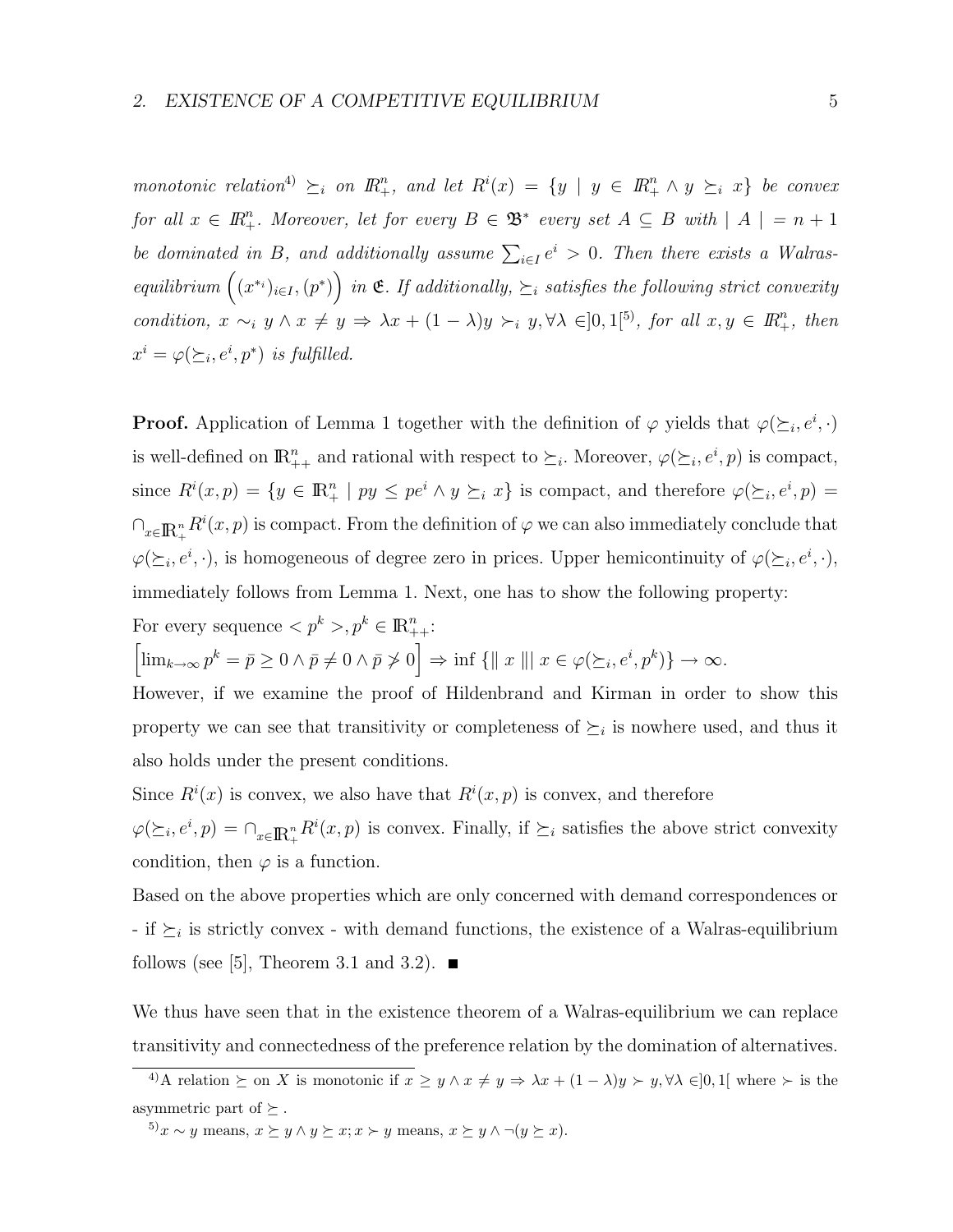*monotonic relation*[4)] $\succeq_i$ *on* $\mathbb{R}^n_+$, *and let* $R^i(x) = \{y \mid y \in \mathbb{R}^n_+ \wedge y \succeq_i x\}$ *be convex for all* $x \in \mathbb{R}^n_+$. *Moreover, let for every* $B \in \mathfrak{B}^*$ *every set* $A \subseteq B$ *with* $\mid A \mid = n+1$ *be dominated in* $B$, *and additionally assume* $\sum_{i \in I} e^i > 0$. *Then there exists a Walras-equilibrium* $\left((x^{*_i})_{i \in I}, (p^*)\right)$ *in* $\mathfrak{E}$. *If additionally,* $\succeq_i$ *satisfies the following strict convexity condition,* $x \sim_i y \wedge x \neq y \Rightarrow \lambda x + (1-\lambda)y \succ_i y, \forall \lambda \in ]0,1[$[5)], *for all* $x, y \in \mathbb{R}^n_+$, *then* $x^i = \varphi(\succeq_i, e^i, p^*)$ *is fulfilled.*

**Proof.** Application of Lemma 1 together with the definition of $\varphi$ yields that $\varphi(\succeq_i, e^i, \cdot)$ is well-defined on $\mathbb{R}^n_{++}$ and rational with respect to $\succeq_i$. Moreover, $\varphi(\succeq_i, e^i, p)$ is compact, since $R^i(x,p) = \{y \in \mathbb{R}^n_+ \mid py \leq pe^i \wedge y \succeq_i x\}$ is compact, and therefore $\varphi(\succeq_i, e^i, p) = \cap_{x \in \mathbb{R}^n_+} R^i(x,p)$ is compact. From the definition of $\varphi$ we can also immediately conclude that $\varphi(\succeq_i, e^i, \cdot)$, is homogeneous of degree zero in prices. Upper hemicontinuity of $\varphi(\succeq_i, e^i, \cdot)$, immediately follows from Lemma 1. Next, one has to show the following property:

For every sequence $< p^k >, p^k \in \mathbb{R}^n_{++}$:

$\left[\lim_{k \to \infty} p^k = \bar{p} \geq 0 \wedge \bar{p} \neq 0 \wedge \bar{p} \not> 0\right] \Rightarrow \inf\{\| x \| \mid x \in \varphi(\succeq_i, e^i, p^k)\} \to \infty.$

However, if we examine the proof of Hildenbrand and Kirman in order to show this property we can see that transitivity or completeness of $\succeq_i$ is nowhere used, and thus it also holds under the present conditions.

Since $R^i(x)$ is convex, we also have that $R^i(x,p)$ is convex, and therefore $\varphi(\succeq_i, e^i, p) = \cap_{x \in \mathbb{R}^n_+} R^i(x,p)$ is convex. Finally, if $\succeq_i$ satisfies the above strict convexity condition, then $\varphi$ is a function.

Based on the above properties which are only concerned with demand correspondences or - if $\succeq_i$ is strictly convex - with demand functions, the existence of a Walras-equilibrium follows (see [5], Theorem 3.1 and 3.2). ∎

We thus have seen that in the existence theorem of a Walras-equilibrium we can replace transitivity and connectedness of the preference relation by the domination of alternatives.

---

[4)] A relation $\succeq$ on $X$ is monotonic if $x \geq y \wedge x \neq y \Rightarrow \lambda x + (1-\lambda)y \succ y, \forall \lambda \in ]0,1[$ where $\succ$ is the asymmetric part of $\succeq$.

[5)] $x \sim y$ means, $x \succeq y \wedge y \succeq x$; $x \succ y$ means, $x \succeq y \wedge \neg(y \succeq x)$.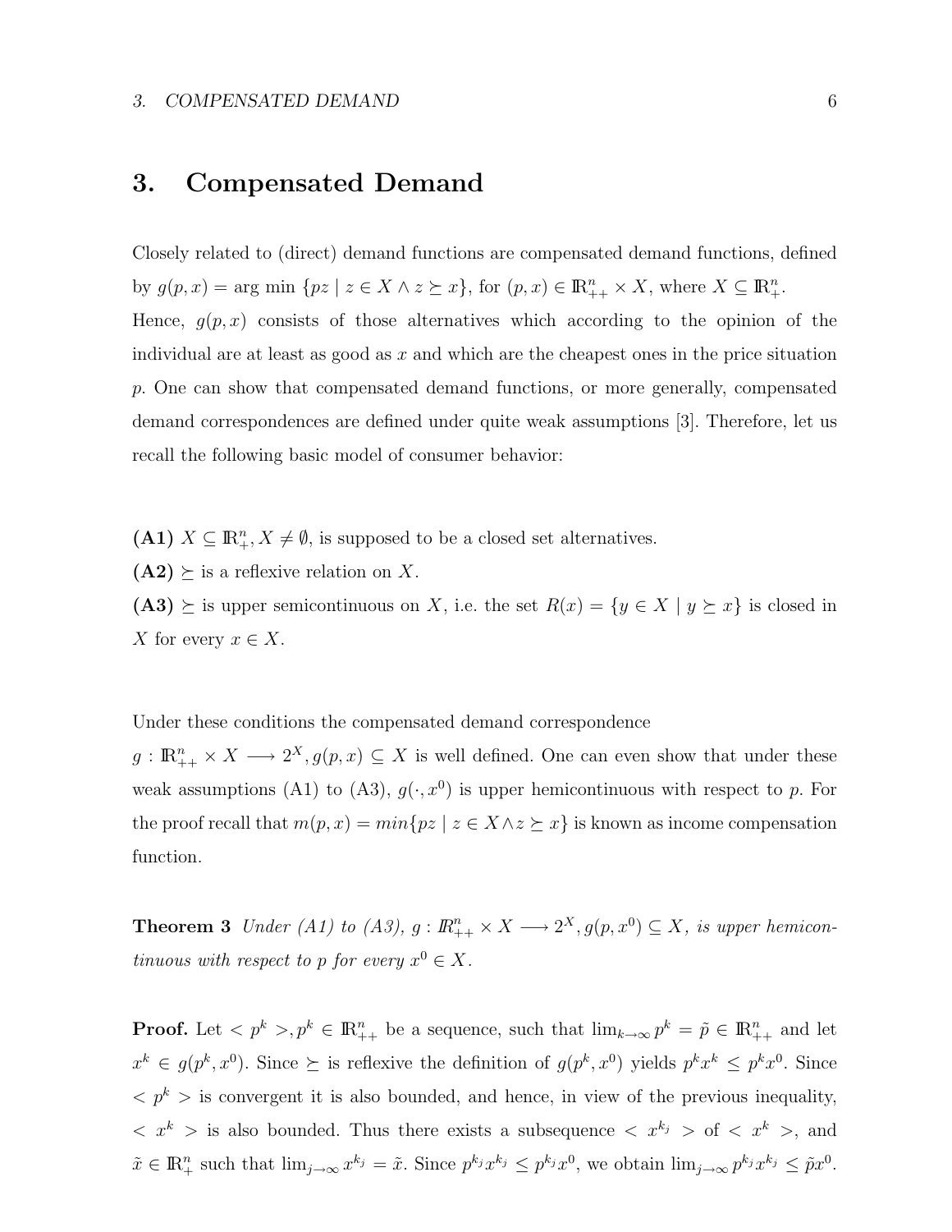# 3. Compensated Demand

Closely related to (direct) demand functions are compensated demand functions, defined by $g(p,x) = \arg\min \{pz \mid z \in X \wedge z \succeq x\}$, for $(p,x) \in \mathbb{R}^n_{++} \times X$, where $X \subseteq \mathbb{R}^n_+$. Hence, $g(p,x)$ consists of those alternatives which according to the opinion of the individual are at least as good as $x$ and which are the cheapest ones in the price situation $p$. One can show that compensated demand functions, or more generally, compensated demand correspondences are defined under quite weak assumptions [3]. Therefore, let us recall the following basic model of consumer behavior:

**(A1)** $X \subseteq \mathbb{R}^n_+, X \neq \emptyset$, is supposed to be a closed set alternatives.
**(A2)** $\succeq$ is a reflexive relation on $X$.
**(A3)** $\succeq$ is upper semicontinuous on $X$, i.e. the set $R(x) = \{y \in X \mid y \succeq x\}$ is closed in $X$ for every $x \in X$.

Under these conditions the compensated demand correspondence
$g : \mathbb{R}^n_{++} \times X \longrightarrow 2^X, g(p,x) \subseteq X$ is well defined. One can even show that under these weak assumptions (A1) to (A3), $g(\cdot, x^0)$ is upper hemicontinuous with respect to $p$. For the proof recall that $m(p,x) = min\{pz \mid z \in X \wedge z \succeq x\}$ is known as income compensation function.

**Theorem 3** *Under (A1) to (A3), $g : \mathbb{R}^n_{++} \times X \longrightarrow 2^X, g(p,x^0) \subseteq X$, is upper hemicontinuous with respect to $p$ for every $x^0 \in X$.*

**Proof.** Let $< p^k >, p^k \in \mathbb{R}^n_{++}$ be a sequence, such that $\lim_{k\to\infty} p^k = \tilde{p} \in \mathbb{R}^n_{++}$ and let $x^k \in g(p^k, x^0)$. Since $\succeq$ is reflexive the definition of $g(p^k, x^0)$ yields $p^k x^k \leq p^k x^0$. Since $< p^k >$ is convergent it is also bounded, and hence, in view of the previous inequality, $< x^k >$ is also bounded. Thus there exists a subsequence $< x^{k_j} >$ of $< x^k >$, and $\tilde{x} \in \mathbb{R}^n_+$ such that $\lim_{j\to\infty} x^{k_j} = \tilde{x}$. Since $p^{k_j} x^{k_j} \leq p^{k_j} x^0$, we obtain $\lim_{j\to\infty} p^{k_j} x^{k_j} \leq \tilde{p} x^0$.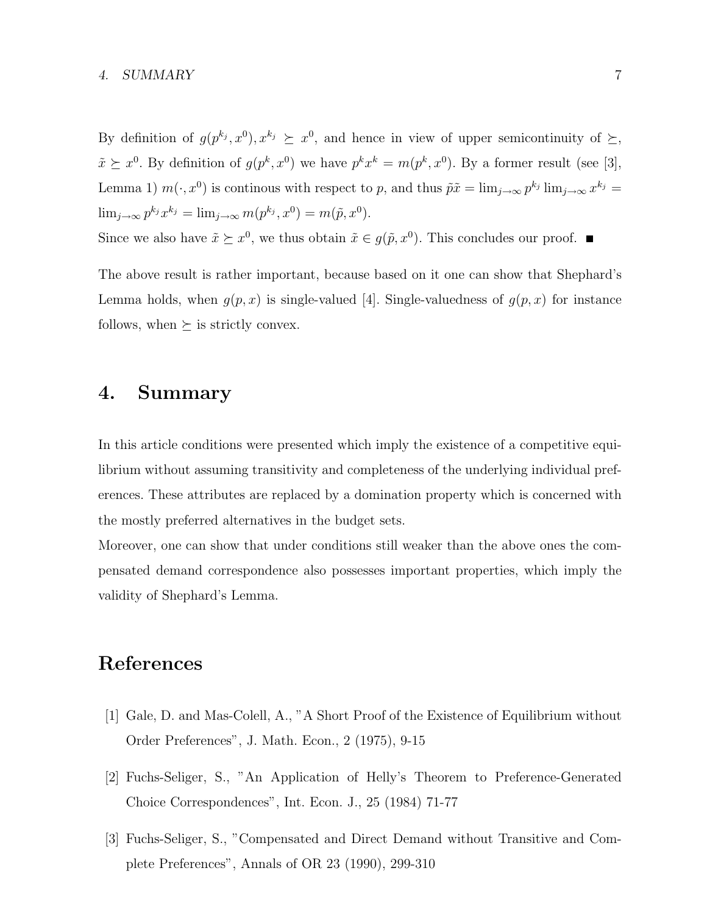By definition of $g(p^{k_j}, x^0), x^{k_j} \succeq x^0$, and hence in view of upper semicontinuity of $\succeq$, $\tilde{x} \succeq x^0$. By definition of $g(p^k, x^0)$ we have $p^k x^k = m(p^k, x^0)$. By a former result (see [3], Lemma 1) $m(\cdot, x^0)$ is continous with respect to $p$, and thus $\tilde{p}\tilde{x} = \lim_{j\to\infty} p^{k_j} \lim_{j\to\infty} x^{k_j} = \lim_{j\to\infty} p^{k_j} x^{k_j} = \lim_{j\to\infty} m(p^{k_j}, x^0) = m(\tilde{p}, x^0)$.
Since we also have $\tilde{x} \succeq x^0$, we thus obtain $\tilde{x} \in g(\tilde{p}, x^0)$. This concludes our proof. ■

The above result is rather important, because based on it one can show that Shephard's Lemma holds, when $g(p, x)$ is single-valued [4]. Single-valuedness of $g(p, x)$ for instance follows, when $\succeq$ is strictly convex.

# 4. Summary

In this article conditions were presented which imply the existence of a competitive equilibrium without assuming transitivity and completeness of the underlying individual preferences. These attributes are replaced by a domination property which is concerned with the mostly preferred alternatives in the budget sets.
Moreover, one can show that under conditions still weaker than the above ones the compensated demand correspondence also possesses important properties, which imply the validity of Shephard's Lemma.

# References

[1] Gale, D. and Mas-Colell, A., "A Short Proof of the Existence of Equilibrium without Order Preferences", J. Math. Econ., 2 (1975), 9-15

[2] Fuchs-Seliger, S., "An Application of Helly's Theorem to Preference-Generated Choice Correspondences", Int. Econ. J., 25 (1984) 71-77

[3] Fuchs-Seliger, S., "Compensated and Direct Demand without Transitive and Complete Preferences", Annals of OR 23 (1990), 299-310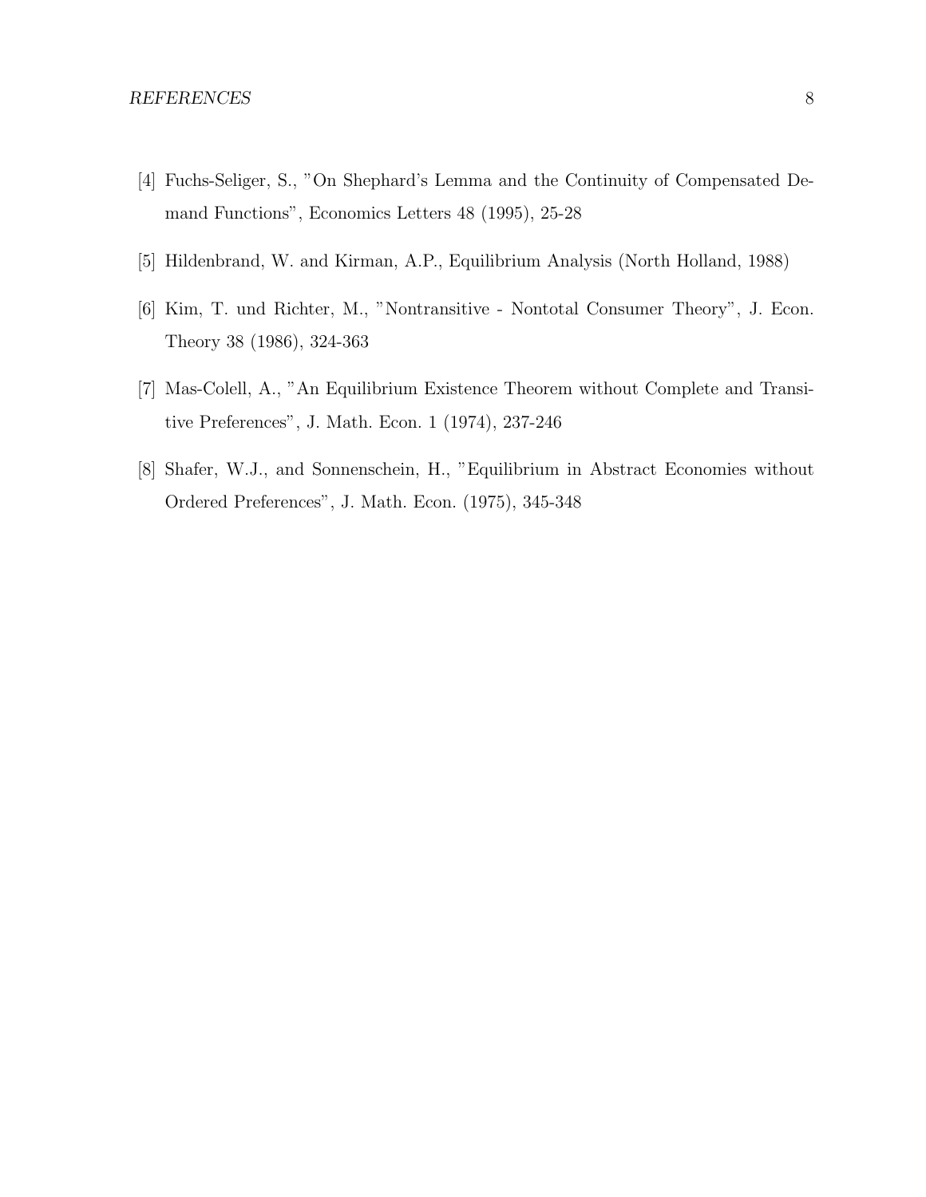[4] Fuchs-Seliger, S., "On Shephard's Lemma and the Continuity of Compensated Demand Functions", Economics Letters 48 (1995), 25-28

[5] Hildenbrand, W. and Kirman, A.P., Equilibrium Analysis (North Holland, 1988)

[6] Kim, T. und Richter, M., "Nontransitive - Nontotal Consumer Theory", J. Econ. Theory 38 (1986), 324-363

[7] Mas-Colell, A., "An Equilibrium Existence Theorem without Complete and Transitive Preferences", J. Math. Econ. 1 (1974), 237-246

[8] Shafer, W.J., and Sonnenschein, H., "Equilibrium in Abstract Economies without Ordered Preferences", J. Math. Econ. (1975), 345-348